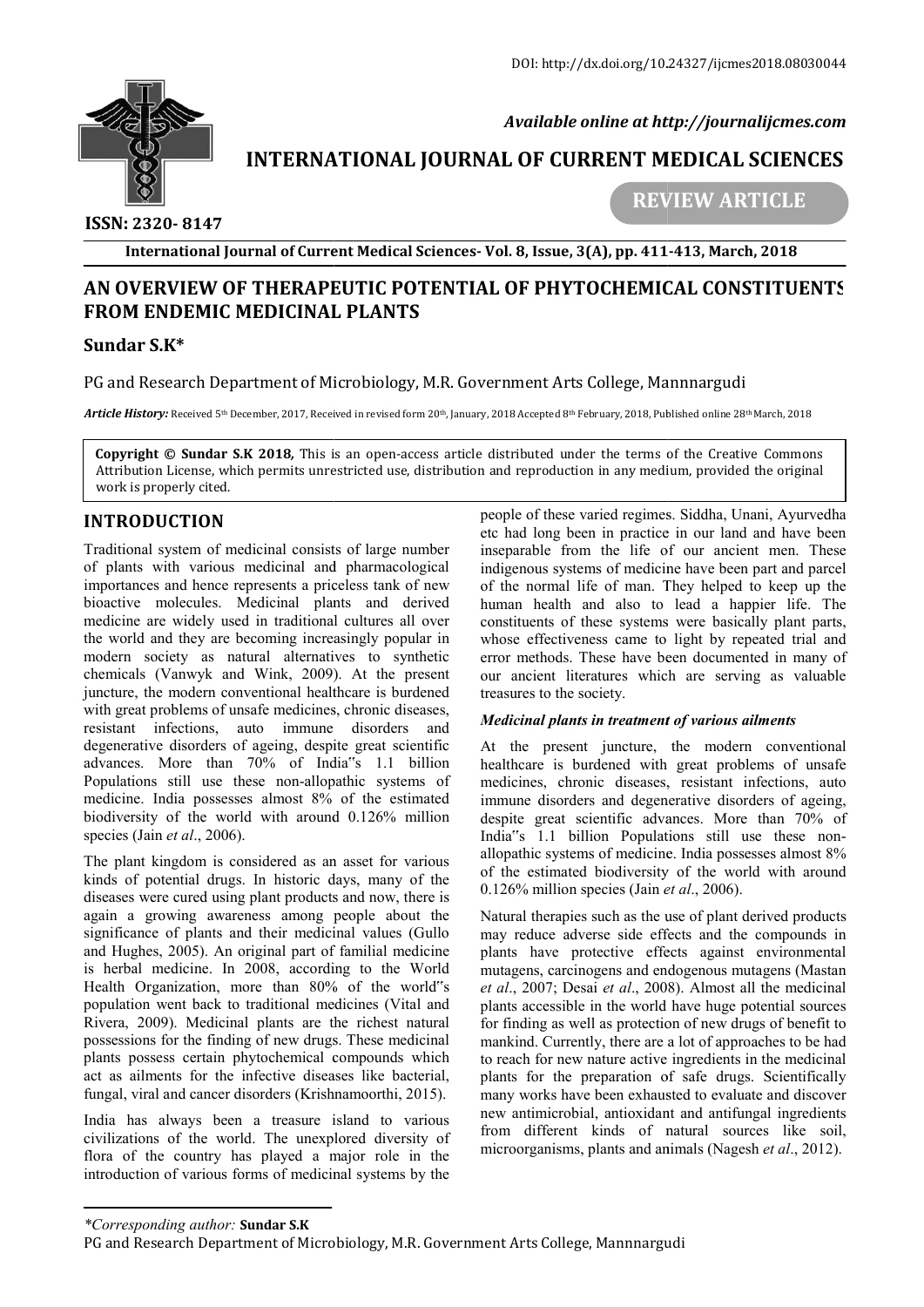DOI: http://dx.doi.org/10.24327/ijcmes2018.08030044

*Available online at http://journalijcmes.com*

**INTERNATIONAL JOURNAL OF CURRENT MEDICAL SCIENCES**

**ISSN: 2320- 8147**

**REVIEW ARTICLE**

# AN OVERVIEW OF THERAPEUTIC POTENTIAL OF PHYTOCHEMICAL CONSTITUENTS FROM ENDEMIC MEDICINAL PLANTS

**Sundar S.K***

PG and Research Department of Microbiology, M.R. Government Arts College, Mannnargudi

***Article History:*** Received 5th December, 2017, Received in revised form 20th, January, 2018 Accepted 8th February, 2018, Published online 28th March, 2018

**Copyright © Sundar S.K 2018,** This is an open-access article distributed under the terms of the Creative Commons Attribution License, which permits unrestricted use, distribution and reproduction in any medium, provided the original work is properly cited.

## INTRODUCTION

Traditional system of medicinal consists of large number of plants with various medicinal and pharmacological importances and hence represents a priceless tank of new bioactive molecules. Medicinal plants and derived medicine are widely used in traditional cultures all over the world and they are becoming increasingly popular in modern society as natural alternatives to synthetic chemicals (Vanwyk and Wink, 2009). At the present juncture, the modern conventional healthcare is burdened with great problems of unsafe medicines, chronic diseases, resistant infections, auto immune disorders and degenerative disorders of ageing, despite great scientific advances. More than 70% of India"s 1.1 billion Populations still use these non-allopathic systems of medicine. India possesses almost 8% of the estimated biodiversity of the world with around 0.126% million species (Jain *et al*., 2006).

The plant kingdom is considered as an asset for various kinds of potential drugs. In historic days, many of the diseases were cured using plant products and now, there is again a growing awareness among people about the significance of plants and their medicinal values (Gullo and Hughes, 2005). An original part of familial medicine is herbal medicine. In 2008, according to the World Health Organization, more than 80% of the world"s population went back to traditional medicines (Vital and Rivera, 2009). Medicinal plants are the richest natural possessions for the finding of new drugs. These medicinal plants possess certain phytochemical compounds which act as ailments for the infective diseases like bacterial, fungal, viral and cancer disorders (Krishnamoorthi, 2015).

India has always been a treasure island to various civilizations of the world. The unexplored diversity of flora of the country has played a major role in the introduction of various forms of medicinal systems by the people of these varied regimes. Siddha, Unani, Ayurvedha etc had long been in practice in our land and have been inseparable from the life of our ancient men. These indigenous systems of medicine have been part and parcel of the normal life of man. They helped to keep up the human health and also to lead a happier life. The constituents of these systems were basically plant parts, whose effectiveness came to light by repeated trial and error methods. These have been documented in many of our ancient literatures which are serving as valuable treasures to the society.

### *Medicinal plants in treatment of various ailments*

At the present juncture, the modern conventional healthcare is burdened with great problems of unsafe medicines, chronic diseases, resistant infections, auto immune disorders and degenerative disorders of ageing, despite great scientific advances. More than 70% of India"s 1.1 billion Populations still use these non-allopathic systems of medicine. India possesses almost 8% of the estimated biodiversity of the world with around 0.126% million species (Jain *et al*., 2006).

Natural therapies such as the use of plant derived products may reduce adverse side effects and the compounds in plants have protective effects against environmental mutagens, carcinogens and endogenous mutagens (Mastan *et al*., 2007; Desai *et al*., 2008). Almost all the medicinal plants accessible in the world have huge potential sources for finding as well as protection of new drugs of benefit to mankind. Currently, there are a lot of approaches to be had to reach for new nature active ingredients in the medicinal plants for the preparation of safe drugs. Scientifically many works have been exhausted to evaluate and discover new antimicrobial, antioxidant and antifungal ingredients from different kinds of natural sources like soil, microorganisms, plants and animals (Nagesh *et al*., 2012).

*\*Corresponding author:* **Sundar S.K**
PG and Research Department of Microbiology, M.R. Government Arts College, Mannnargudi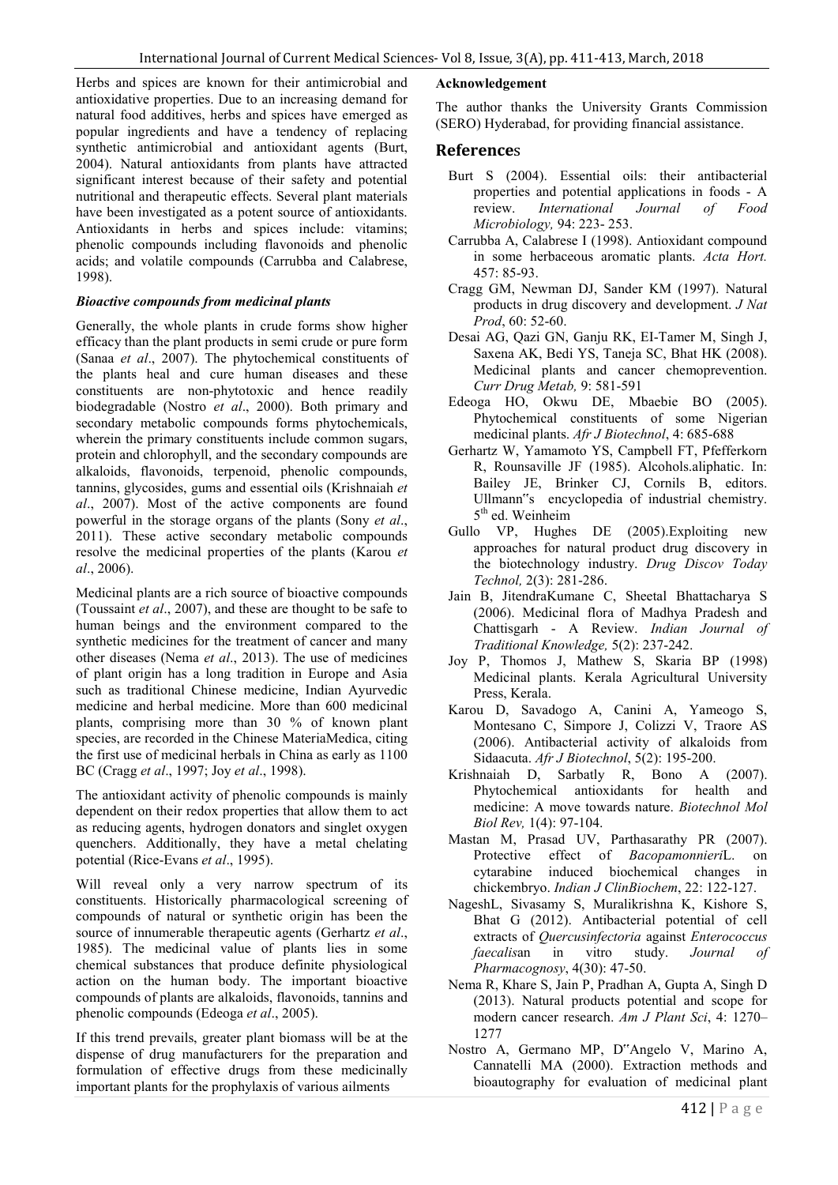Herbs and spices are known for their antimicrobial and antioxidative properties. Due to an increasing demand for natural food additives, herbs and spices have emerged as popular ingredients and have a tendency of replacing synthetic antimicrobial and antioxidant agents (Burt, 2004). Natural antioxidants from plants have attracted significant interest because of their safety and potential nutritional and therapeutic effects. Several plant materials have been investigated as a potent source of antioxidants. Antioxidants in herbs and spices include: vitamins; phenolic compounds including flavonoids and phenolic acids; and volatile compounds (Carrubba and Calabrese, 1998).

### *Bioactive compounds from medicinal plants*

Generally, the whole plants in crude forms show higher efficacy than the plant products in semi crude or pure form (Sanaa *et al*., 2007). The phytochemical constituents of the plants heal and cure human diseases and these constituents are non-phytotoxic and hence readily biodegradable (Nostro *et al*., 2000). Both primary and secondary metabolic compounds forms phytochemicals, wherein the primary constituents include common sugars, protein and chlorophyll, and the secondary compounds are alkaloids, flavonoids, terpenoid, phenolic compounds, tannins, glycosides, gums and essential oils (Krishnaiah *et al*., 2007). Most of the active components are found powerful in the storage organs of the plants (Sony *et al*., 2011). These active secondary metabolic compounds resolve the medicinal properties of the plants (Karou *et al*., 2006).

Medicinal plants are a rich source of bioactive compounds (Toussaint *et al*., 2007), and these are thought to be safe to human beings and the environment compared to the synthetic medicines for the treatment of cancer and many other diseases (Nema *et al*., 2013). The use of medicines of plant origin has a long tradition in Europe and Asia such as traditional Chinese medicine, Indian Ayurvedic medicine and herbal medicine. More than 600 medicinal plants, comprising more than 30 % of known plant species, are recorded in the Chinese MateriaMedica, citing the first use of medicinal herbals in China as early as 1100 BC (Cragg *et al*., 1997; Joy *et al*., 1998).

The antioxidant activity of phenolic compounds is mainly dependent on their redox properties that allow them to act as reducing agents, hydrogen donators and singlet oxygen quenchers. Additionally, they have a metal chelating potential (Rice-Evans *et al*., 1995).

Will reveal only a very narrow spectrum of its constituents. Historically pharmacological screening of compounds of natural or synthetic origin has been the source of innumerable therapeutic agents (Gerhartz *et al*., 1985). The medicinal value of plants lies in some chemical substances that produce definite physiological action on the human body. The important bioactive compounds of plants are alkaloids, flavonoids, tannins and phenolic compounds (Edeoga *et al*., 2005).

If this trend prevails, greater plant biomass will be at the dispense of drug manufacturers for the preparation and formulation of effective drugs from these medicinally important plants for the prophylaxis of various ailments

**Acknowledgement**

The author thanks the University Grants Commission (SERO) Hyderabad, for providing financial assistance.

## References

- Burt S (2004). Essential oils: their antibacterial properties and potential applications in foods - A review. *International Journal of Food Microbiology,* 94: 223- 253.
- Carrubba A, Calabrese I (1998). Antioxidant compound in some herbaceous aromatic plants. *Acta Hort.* 457: 85-93.
- Cragg GM, Newman DJ, Sander KM (1997). Natural products in drug discovery and development. *J Nat Prod*, 60: 52-60.
- Desai AG, Qazi GN, Ganju RK, EI-Tamer M, Singh J, Saxena AK, Bedi YS, Taneja SC, Bhat HK (2008). Medicinal plants and cancer chemoprevention. *Curr Drug Metab,* 9: 581-591
- Edeoga HO, Okwu DE, Mbaebie BO (2005). Phytochemical constituents of some Nigerian medicinal plants. *Afr J Biotechnol*, 4: 685-688
- Gerhartz W, Yamamoto YS, Campbell FT, Pfefferkorn R, Rounsaville JF (1985). Alcohols.aliphatic. In: Bailey JE, Brinker CJ, Cornils B, editors. Ullmann"s encyclopedia of industrial chemistry. 5th ed. Weinheim
- Gullo VP, Hughes DE (2005).Exploiting new approaches for natural product drug discovery in the biotechnology industry. *Drug Discov Today Technol,* 2(3): 281-286.
- Jain B, JitendraKumane C, Sheetal Bhattacharya S (2006). Medicinal flora of Madhya Pradesh and Chattisgarh - A Review. *Indian Journal of Traditional Knowledge,* 5(2): 237-242.
- Joy P, Thomos J, Mathew S, Skaria BP (1998) Medicinal plants. Kerala Agricultural University Press, Kerala.
- Karou D, Savadogo A, Canini A, Yameogo S, Montesano C, Simpore J, Colizzi V, Traore AS (2006). Antibacterial activity of alkaloids from Sidaacuta. *Afr J Biotechnol*, 5(2): 195-200.
- Krishnaiah D, Sarbatly R, Bono A (2007). Phytochemical antioxidants for health and medicine: A move towards nature. *Biotechnol Mol Biol Rev,* 1(4): 97-104.
- Mastan M, Prasad UV, Parthasarathy PR (2007). Protective effect of *Bacopamonnieri*L. on cytarabine induced biochemical changes in chickembryo. *Indian J ClinBiochem*, 22: 122-127.
- NageshL, Sivasamy S, Muralikrishna K, Kishore S, Bhat G (2012). Antibacterial potential of cell extracts of *Quercusinfectoria* against *Enterococcus faecalis*an in vitro study. *Journal of Pharmacognosy*, 4(30): 47-50.
- Nema R, Khare S, Jain P, Pradhan A, Gupta A, Singh D (2013). Natural products potential and scope for modern cancer research. *Am J Plant Sci*, 4: 1270–1277
- Nostro A, Germano MP, D"Angelo V, Marino A, Cannatelli MA (2000). Extraction methods and bioautography for evaluation of medicinal plant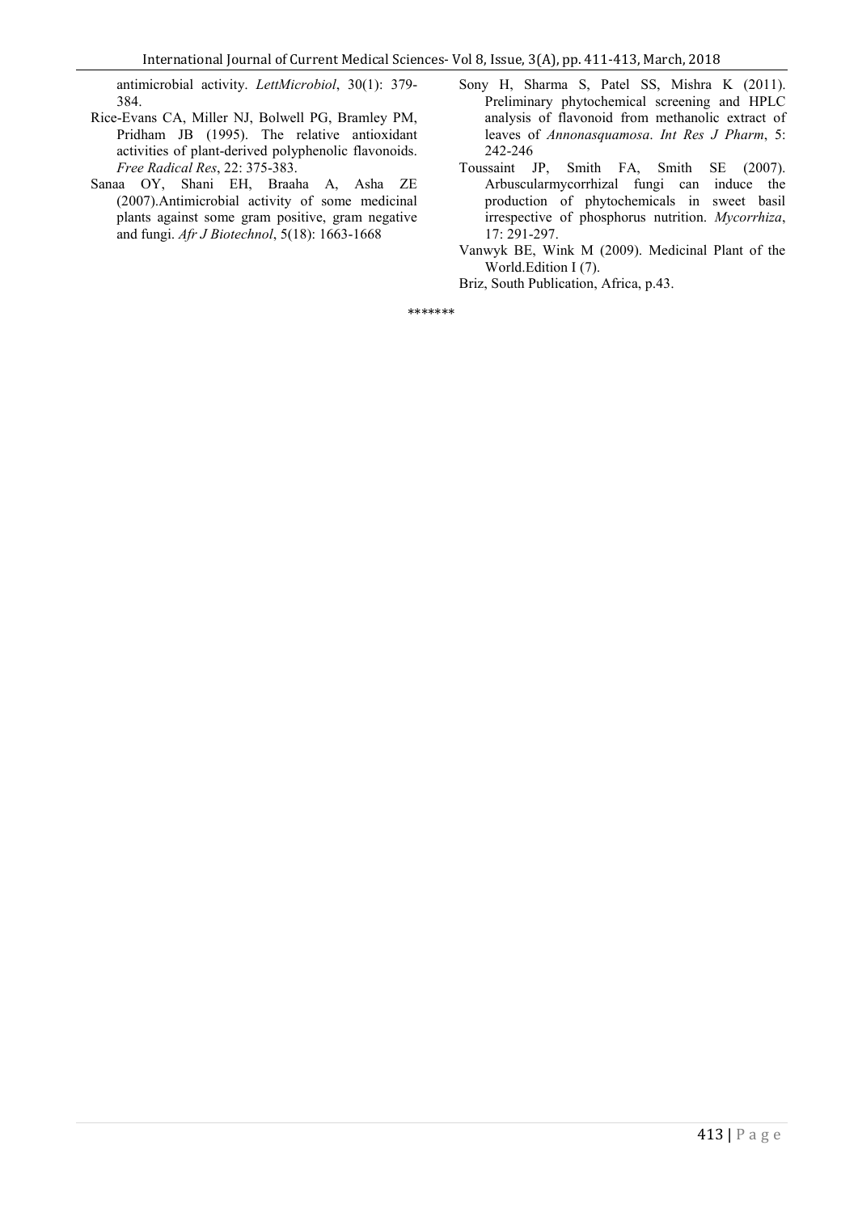antimicrobial activity. *LettMicrobiol*, 30(1): 379-384.

Rice-Evans CA, Miller NJ, Bolwell PG, Bramley PM, Pridham JB (1995). The relative antioxidant activities of plant-derived polyphenolic flavonoids. *Free Radical Res*, 22: 375-383.

Sanaa OY, Shani EH, Braaha A, Asha ZE (2007).Antimicrobial activity of some medicinal plants against some gram positive, gram negative and fungi. *Afr J Biotechnol*, 5(18): 1663-1668

Sony H, Sharma S, Patel SS, Mishra K (2011). Preliminary phytochemical screening and HPLC analysis of flavonoid from methanolic extract of leaves of *Annonasquamosa*. *Int Res J Pharm*, 5: 242-246

Toussaint JP, Smith FA, Smith SE (2007). Arbuscularmycorrhizal fungi can induce the production of phytochemicals in sweet basil irrespective of phosphorus nutrition. *Mycorrhiza*, 17: 291-297.

Vanwyk BE, Wink M (2009). Medicinal Plant of the World.Edition I (7).

Briz, South Publication, Africa, p.43.

*******